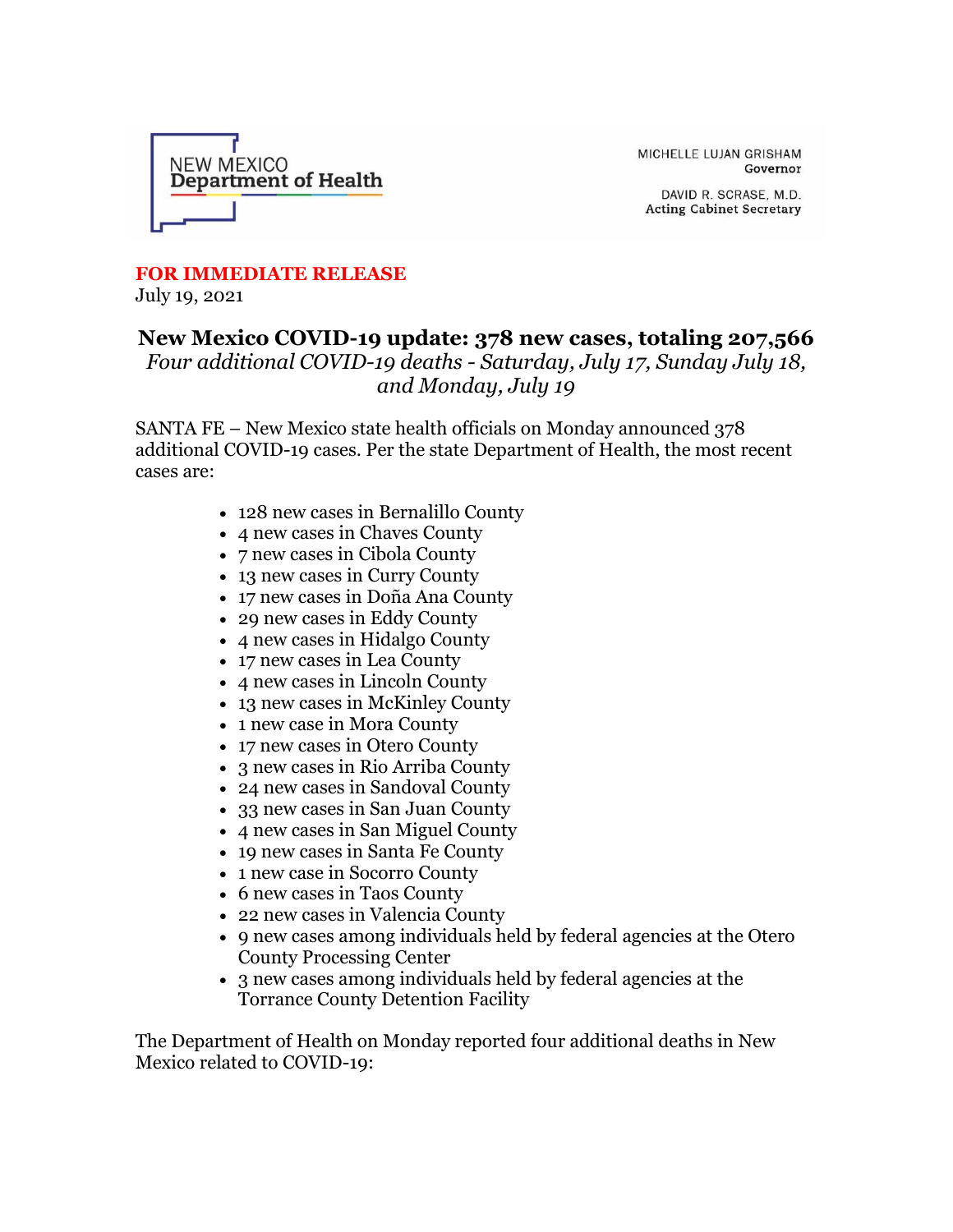NEW MEXICO
Department of Health

MICHELLE LUJAN GRISHAM
Governor

DAVID R. SCRASE, M.D.
Acting Cabinet Secretary

**FOR IMMEDIATE RELEASE**
July 19, 2021

## New Mexico COVID-19 update: 378 new cases, totaling 207,566

*Four additional COVID-19 deaths - Saturday, July 17, Sunday July 18, and Monday, July 19*

SANTA FE – New Mexico state health officials on Monday announced 378 additional COVID-19 cases. Per the state Department of Health, the most recent cases are:

- 128 new cases in Bernalillo County
- 4 new cases in Chaves County
- 7 new cases in Cibola County
- 13 new cases in Curry County
- 17 new cases in Doña Ana County
- 29 new cases in Eddy County
- 4 new cases in Hidalgo County
- 17 new cases in Lea County
- 4 new cases in Lincoln County
- 13 new cases in McKinley County
- 1 new case in Mora County
- 17 new cases in Otero County
- 3 new cases in Rio Arriba County
- 24 new cases in Sandoval County
- 33 new cases in San Juan County
- 4 new cases in San Miguel County
- 19 new cases in Santa Fe County
- 1 new case in Socorro County
- 6 new cases in Taos County
- 22 new cases in Valencia County
- 9 new cases among individuals held by federal agencies at the Otero County Processing Center
- 3 new cases among individuals held by federal agencies at the Torrance County Detention Facility

The Department of Health on Monday reported four additional deaths in New Mexico related to COVID-19: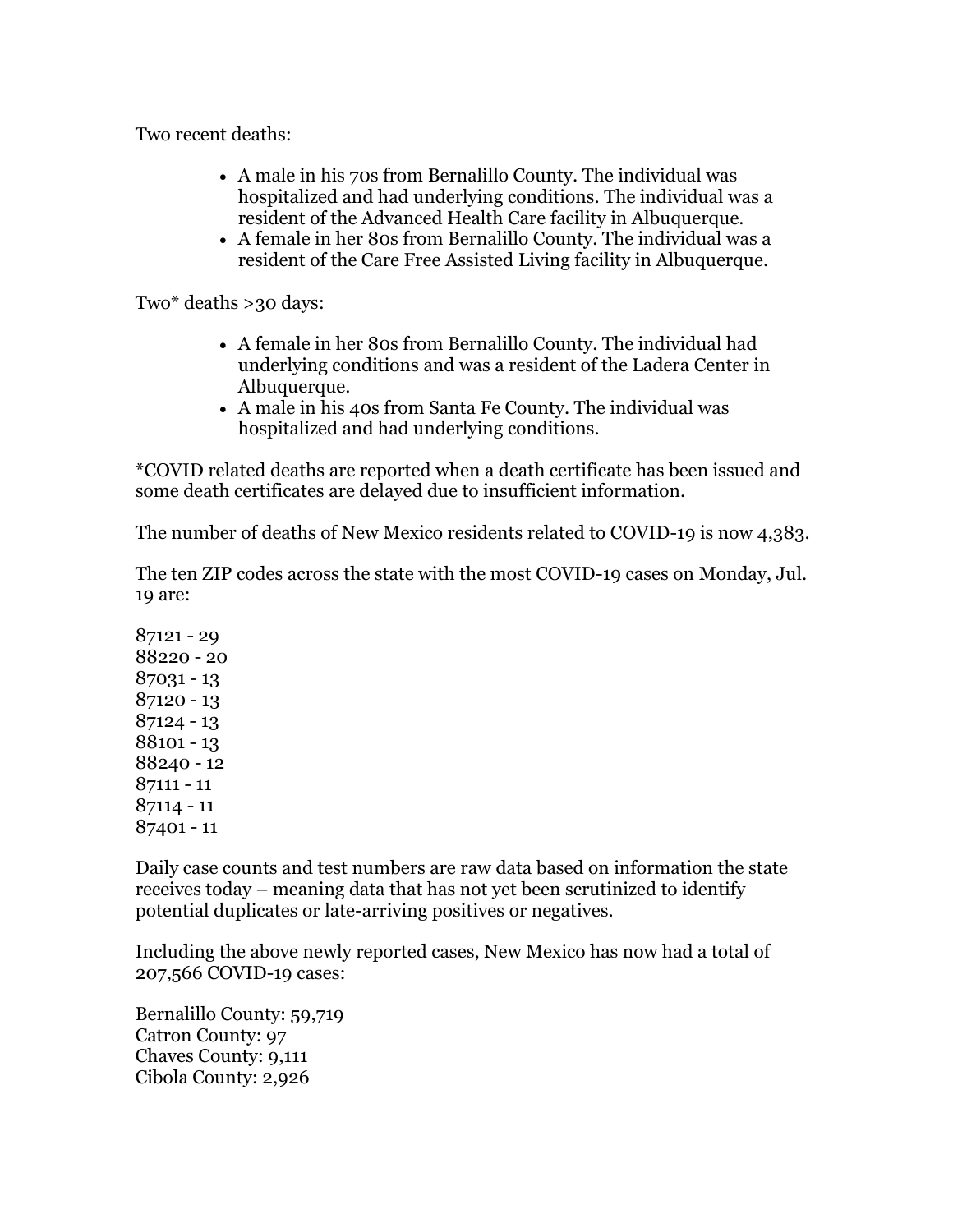Two recent deaths:

- A male in his 70s from Bernalillo County. The individual was hospitalized and had underlying conditions. The individual was a resident of the Advanced Health Care facility in Albuquerque.
- A female in her 80s from Bernalillo County. The individual was a resident of the Care Free Assisted Living facility in Albuquerque.

Two* deaths >30 days:

- A female in her 80s from Bernalillo County. The individual had underlying conditions and was a resident of the Ladera Center in Albuquerque.
- A male in his 40s from Santa Fe County. The individual was hospitalized and had underlying conditions.

*COVID related deaths are reported when a death certificate has been issued and some death certificates are delayed due to insufficient information.

The number of deaths of New Mexico residents related to COVID-19 is now 4,383.

The ten ZIP codes across the state with the most COVID-19 cases on Monday, Jul. 19 are:

87121 - 29
88220 - 20
87031 - 13
87120 - 13
87124 - 13
88101 - 13
88240 - 12
87111 - 11
87114 - 11
87401 - 11

Daily case counts and test numbers are raw data based on information the state receives today – meaning data that has not yet been scrutinized to identify potential duplicates or late-arriving positives or negatives.

Including the above newly reported cases, New Mexico has now had a total of 207,566 COVID-19 cases:

Bernalillo County: 59,719
Catron County: 97
Chaves County: 9,111
Cibola County: 2,926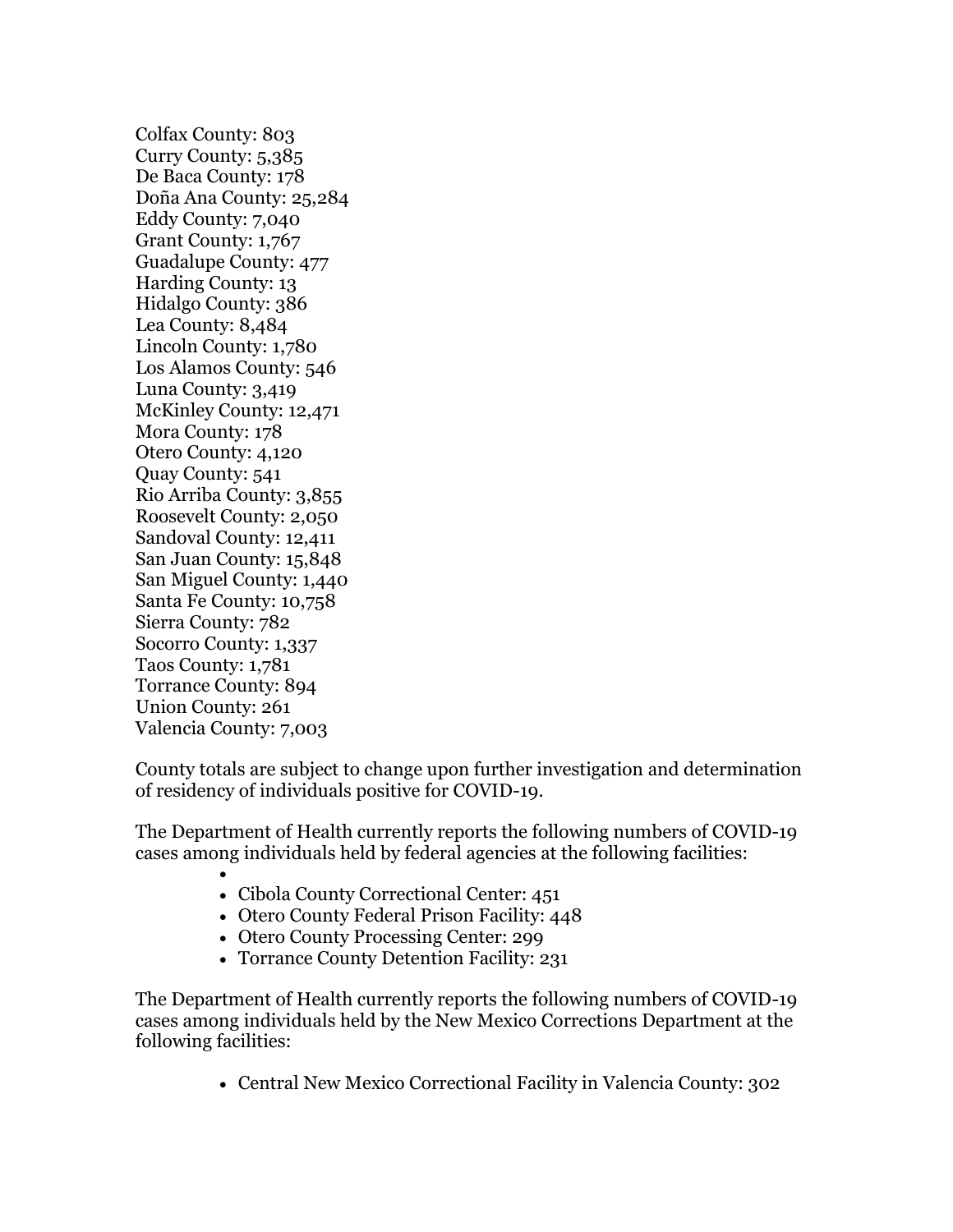Colfax County: 803
Curry County: 5,385
De Baca County: 178
Doña Ana County: 25,284
Eddy County: 7,040
Grant County: 1,767
Guadalupe County: 477
Harding County: 13
Hidalgo County: 386
Lea County: 8,484
Lincoln County: 1,780
Los Alamos County: 546
Luna County: 3,419
McKinley County: 12,471
Mora County: 178
Otero County: 4,120
Quay County: 541
Rio Arriba County: 3,855
Roosevelt County: 2,050
Sandoval County: 12,411
San Juan County: 15,848
San Miguel County: 1,440
Santa Fe County: 10,758
Sierra County: 782
Socorro County: 1,337
Taos County: 1,781
Torrance County: 894
Union County: 261
Valencia County: 7,003

County totals are subject to change upon further investigation and determination of residency of individuals positive for COVID-19.

The Department of Health currently reports the following numbers of COVID-19 cases among individuals held by federal agencies at the following facilities:

- Cibola County Correctional Center: 451
- Otero County Federal Prison Facility: 448
- Otero County Processing Center: 299
- Torrance County Detention Facility: 231

The Department of Health currently reports the following numbers of COVID-19 cases among individuals held by the New Mexico Corrections Department at the following facilities:

- Central New Mexico Correctional Facility in Valencia County: 302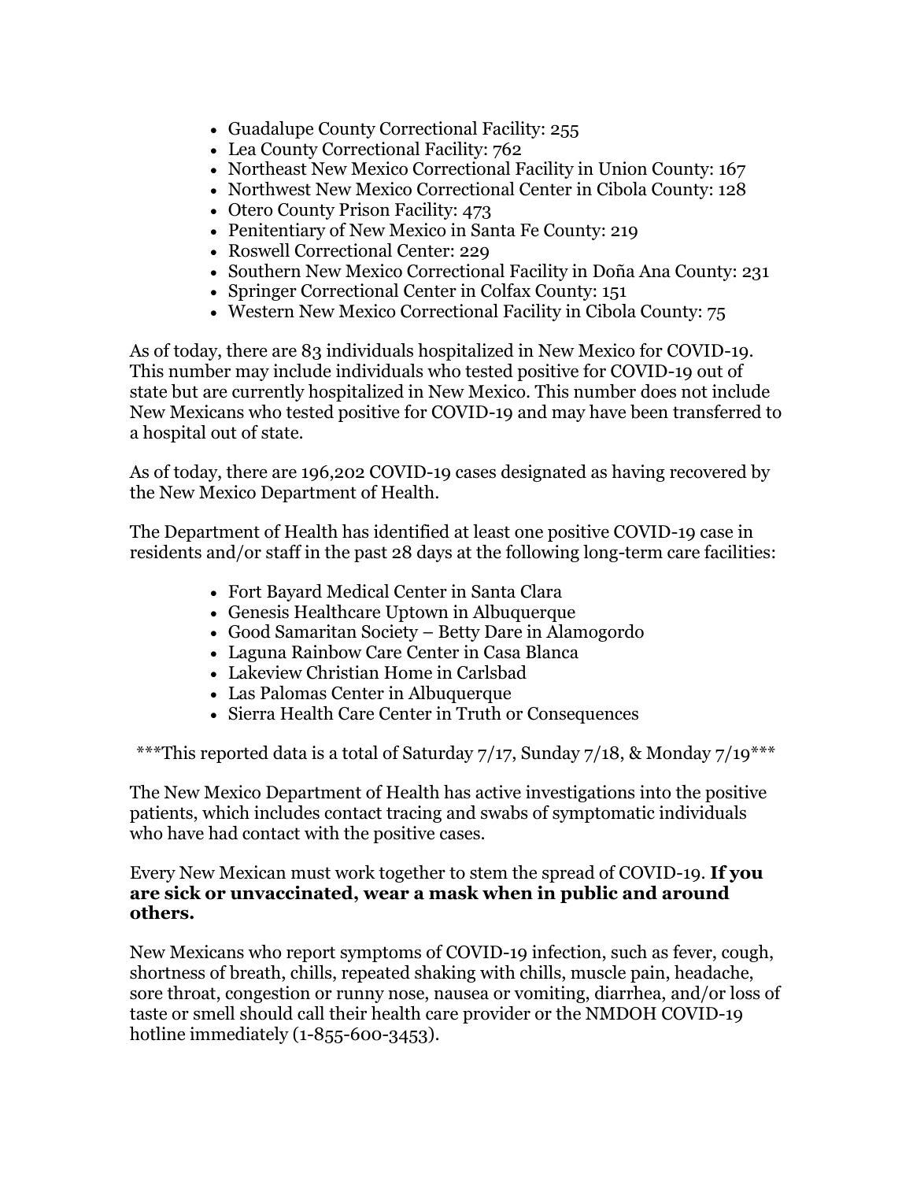- Guadalupe County Correctional Facility: 255
- Lea County Correctional Facility: 762
- Northeast New Mexico Correctional Facility in Union County: 167
- Northwest New Mexico Correctional Center in Cibola County: 128
- Otero County Prison Facility: 473
- Penitentiary of New Mexico in Santa Fe County: 219
- Roswell Correctional Center: 229
- Southern New Mexico Correctional Facility in Doña Ana County: 231
- Springer Correctional Center in Colfax County: 151
- Western New Mexico Correctional Facility in Cibola County: 75

As of today, there are 83 individuals hospitalized in New Mexico for COVID-19. This number may include individuals who tested positive for COVID-19 out of state but are currently hospitalized in New Mexico. This number does not include New Mexicans who tested positive for COVID-19 and may have been transferred to a hospital out of state.

As of today, there are 196,202 COVID-19 cases designated as having recovered by the New Mexico Department of Health.

The Department of Health has identified at least one positive COVID-19 case in residents and/or staff in the past 28 days at the following long-term care facilities:

- Fort Bayard Medical Center in Santa Clara
- Genesis Healthcare Uptown in Albuquerque
- Good Samaritan Society – Betty Dare in Alamogordo
- Laguna Rainbow Care Center in Casa Blanca
- Lakeview Christian Home in Carlsbad
- Las Palomas Center in Albuquerque
- Sierra Health Care Center in Truth or Consequences

***This reported data is a total of Saturday 7/17, Sunday 7/18, & Monday 7/19***

The New Mexico Department of Health has active investigations into the positive patients, which includes contact tracing and swabs of symptomatic individuals who have had contact with the positive cases.

Every New Mexican must work together to stem the spread of COVID-19. **If you are sick or unvaccinated, wear a mask when in public and around others.**

New Mexicans who report symptoms of COVID-19 infection, such as fever, cough, shortness of breath, chills, repeated shaking with chills, muscle pain, headache, sore throat, congestion or runny nose, nausea or vomiting, diarrhea, and/or loss of taste or smell should call their health care provider or the NMDOH COVID-19 hotline immediately (1-855-600-3453).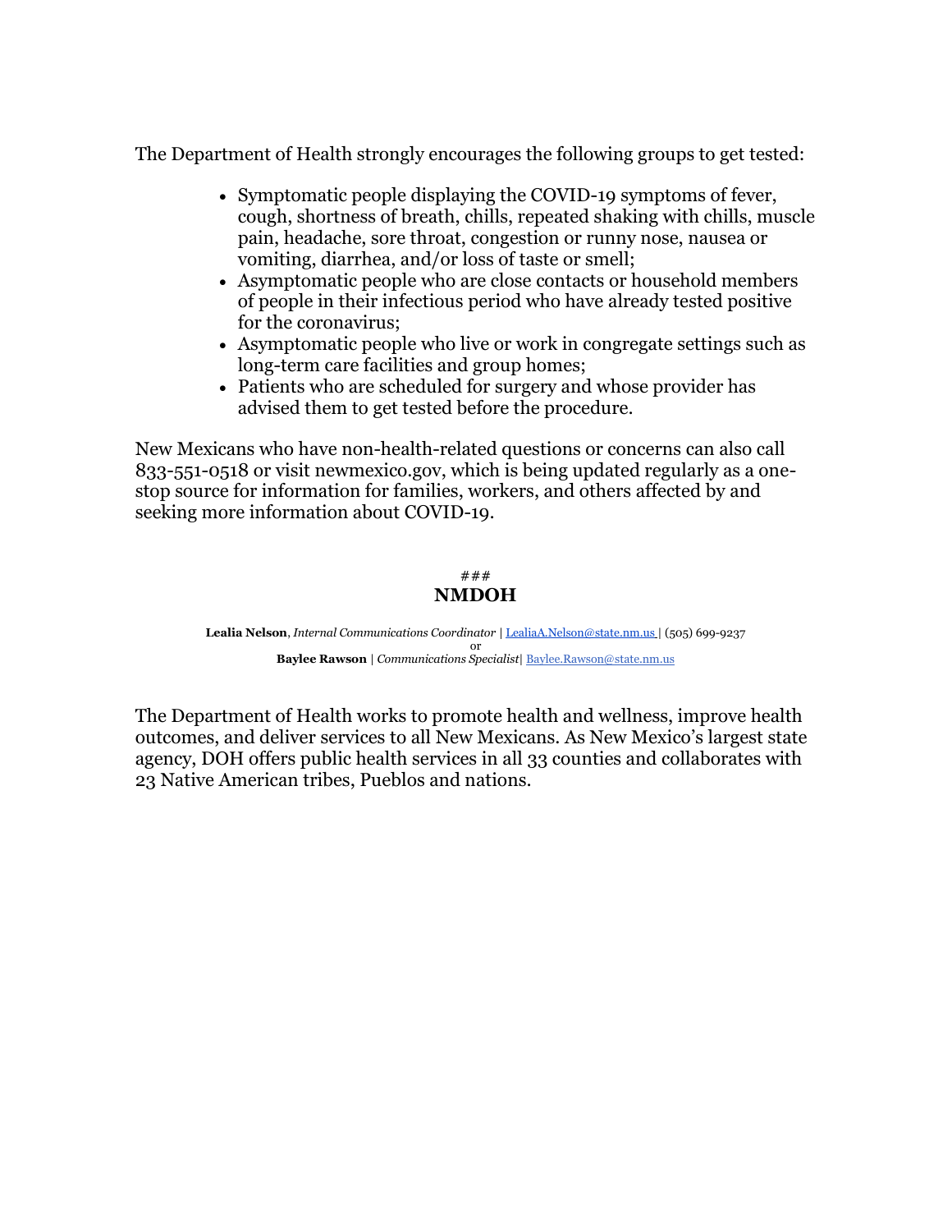The Department of Health strongly encourages the following groups to get tested:

- Symptomatic people displaying the COVID-19 symptoms of fever, cough, shortness of breath, chills, repeated shaking with chills, muscle pain, headache, sore throat, congestion or runny nose, nausea or vomiting, diarrhea, and/or loss of taste or smell;
- Asymptomatic people who are close contacts or household members of people in their infectious period who have already tested positive for the coronavirus;
- Asymptomatic people who live or work in congregate settings such as long-term care facilities and group homes;
- Patients who are scheduled for surgery and whose provider has advised them to get tested before the procedure.

New Mexicans who have non-health-related questions or concerns can also call 833-551-0518 or visit newmexico.gov, which is being updated regularly as a one-stop source for information for families, workers, and others affected by and seeking more information about COVID-19.

###

**NMDOH**

**Lealia Nelson**, *Internal Communications Coordinator* | LealiaA.Nelson@state.nm.us | (505) 699-9237

or

**Baylee Rawson** | *Communications Specialist*| Baylee.Rawson@state.nm.us

The Department of Health works to promote health and wellness, improve health outcomes, and deliver services to all New Mexicans. As New Mexico's largest state agency, DOH offers public health services in all 33 counties and collaborates with 23 Native American tribes, Pueblos and nations.